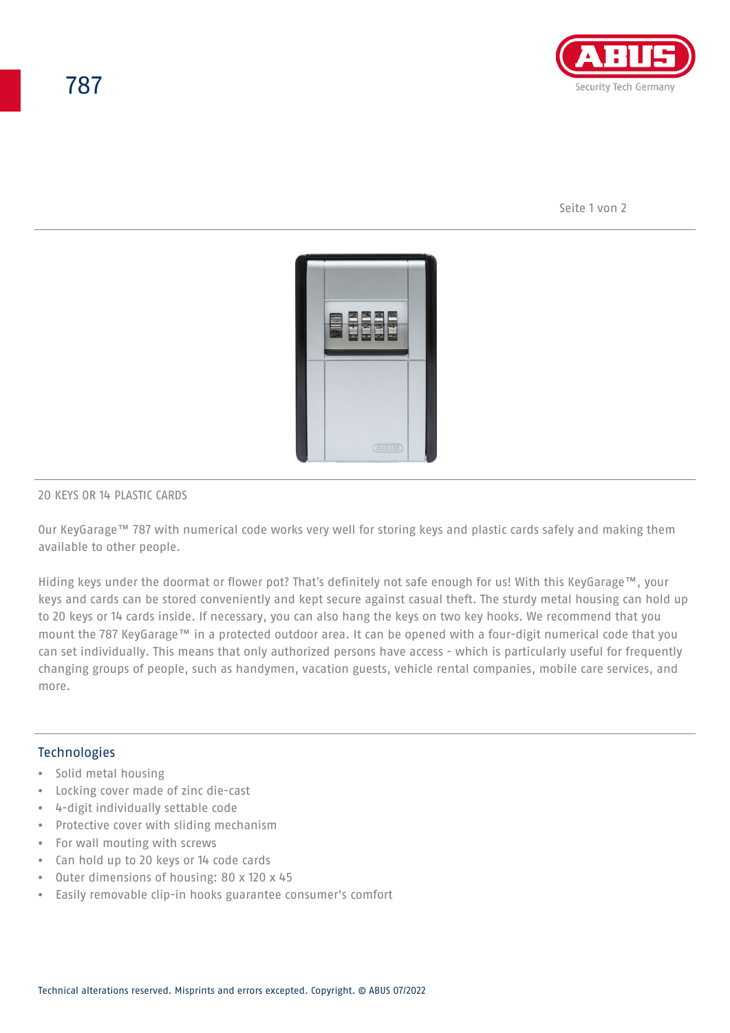# 787

## 20 KEYS OR 14 PLASTIC CARDS

Our KeyGarage™ 787 with numerical code works very well for storing keys and plastic cards safely and making them available to other people.

Hiding keys under the doormat or flower pot? That's definitely not safe enough for us! With this KeyGarage™, your keys and cards can be stored conveniently and kept secure against casual theft. The sturdy metal housing can hold up to 20 keys or 14 cards inside. If necessary, you can also hang the keys on two key hooks. We recommend that you mount the 787 KeyGarage™ in a protected outdoor area. It can be opened with a four-digit numerical code that you can set individually. This means that only authorized persons have access - which is particularly useful for frequently changing groups of people, such as handymen, vacation guests, vehicle rental companies, mobile care services, and more.

## Technologies

- Solid metal housing
- Locking cover made of zinc die-cast
- 4-digit individually settable code
- Protective cover with sliding mechanism
- For wall mouting with screws
- Can hold up to 20 keys or 14 code cards
- Outer dimensions of housing: 80 x 120 x 45
- Easily removable clip-in hooks guarantee consumer's comfort

Technical alterations reserved. Misprints and errors excepted. Copyright. © ABUS 07/2022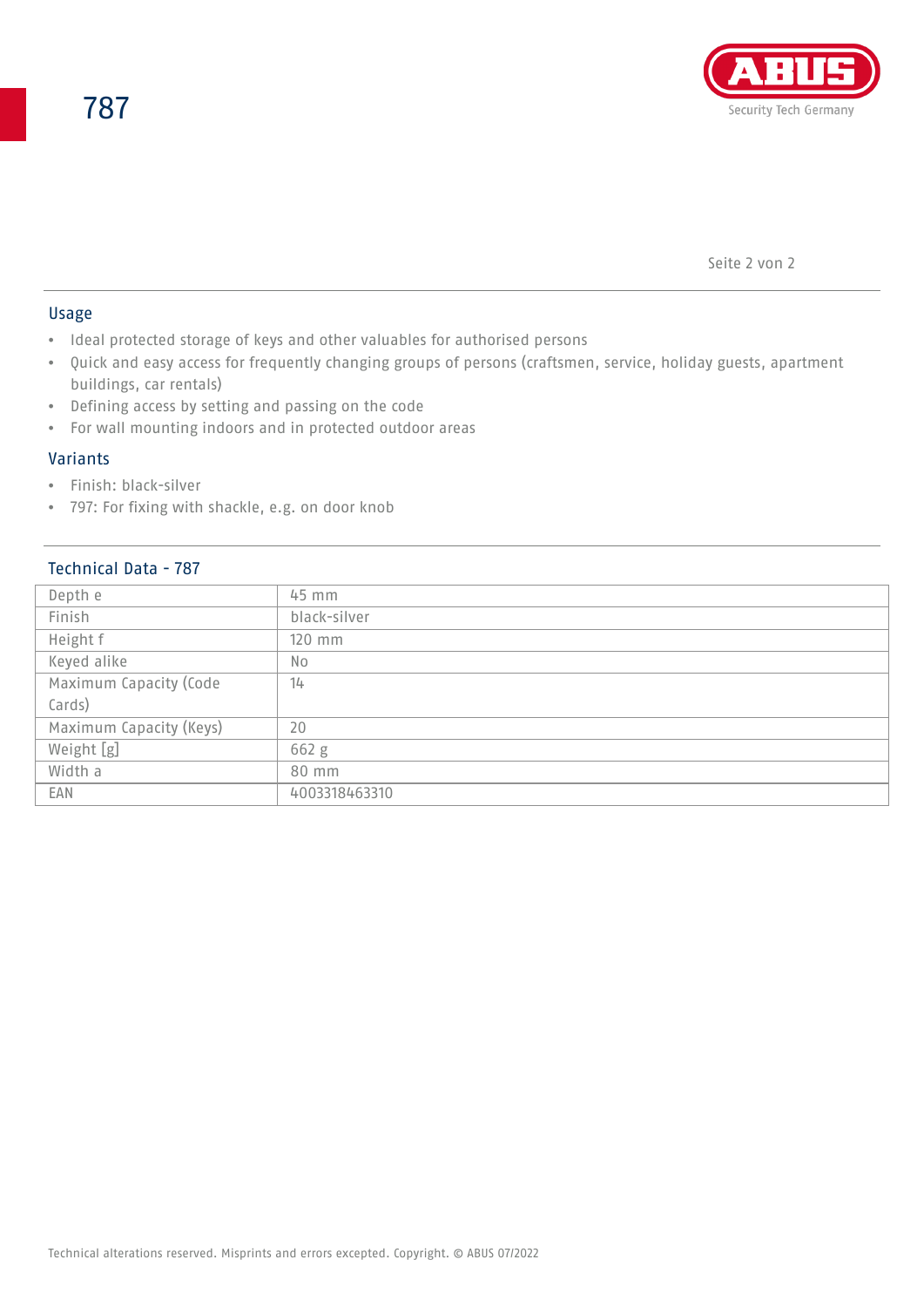## Usage

- Ideal protected storage of keys and other valuables for authorised persons
- Quick and easy access for frequently changing groups of persons (craftsmen, service, holiday guests, apartment buildings, car rentals)
- Defining access by setting and passing on the code
- For wall mounting indoors and in protected outdoor areas

## Variants

- Finish: black-silver
- 797: For fixing with shackle, e.g. on door knob

## Technical Data - 787

| | |
|---|---|
| Depth e | 45 mm |
| Finish | black-silver |
| Height f | 120 mm |
| Keyed alike | No |
| Maximum Capacity (Code Cards) | 14 |
| Maximum Capacity (Keys) | 20 |
| Weight [g] | 662 g |
| Width a | 80 mm |
| EAN | 4003318463310 |

Technical alterations reserved. Misprints and errors excepted. Copyright. © ABUS 07/2022